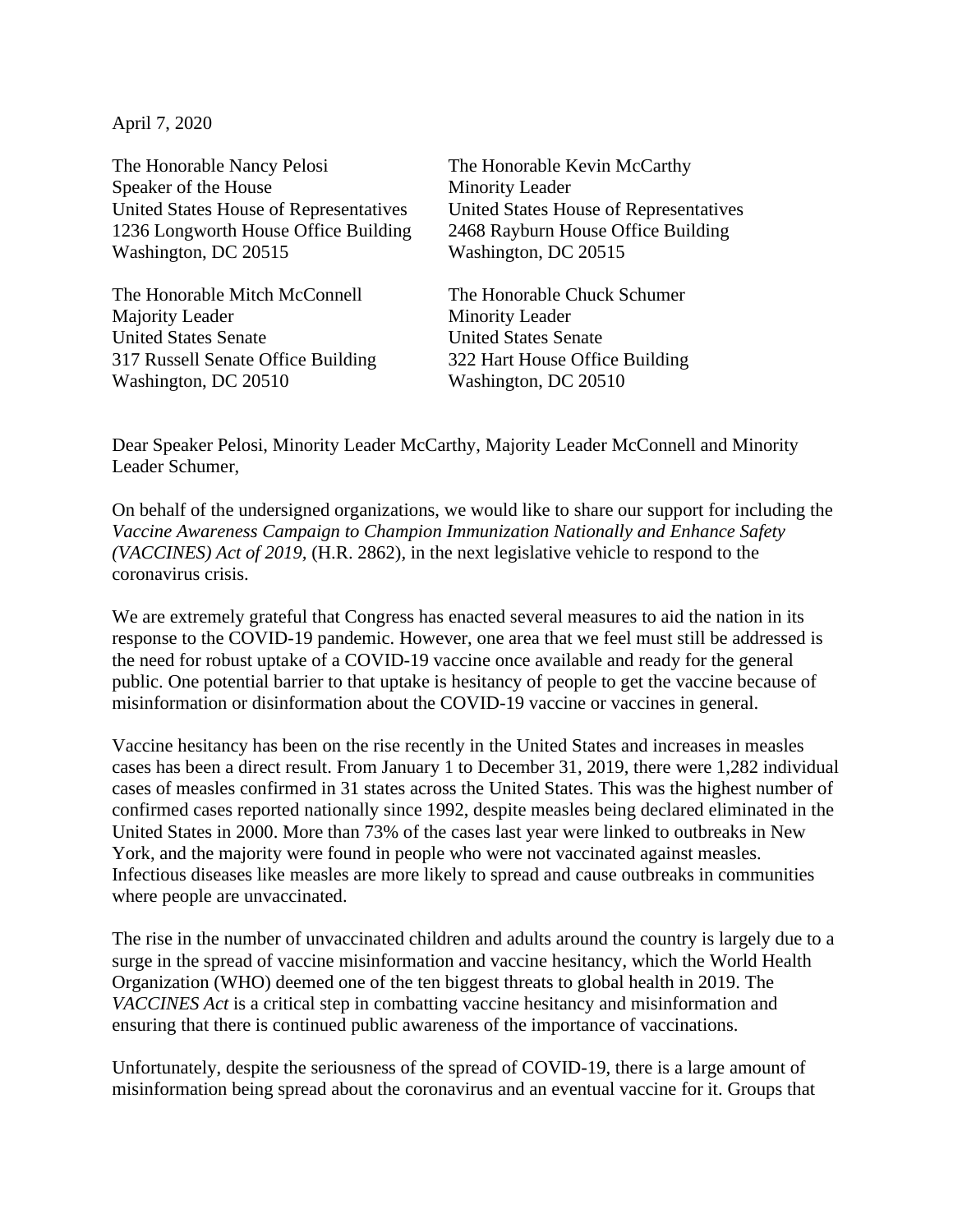April 7, 2020

The Honorable Nancy Pelosi
Speaker of the House
United States House of Representatives
1236 Longworth House Office Building
Washington, DC 20515

The Honorable Kevin McCarthy
Minority Leader
United States House of Representatives
2468 Rayburn House Office Building
Washington, DC 20515

The Honorable Mitch McConnell
Majority Leader
United States Senate
317 Russell Senate Office Building
Washington, DC 20510

The Honorable Chuck Schumer
Minority Leader
United States Senate
322 Hart House Office Building
Washington, DC 20510

Dear Speaker Pelosi, Minority Leader McCarthy, Majority Leader McConnell and Minority Leader Schumer,

On behalf of the undersigned organizations, we would like to share our support for including the *Vaccine Awareness Campaign to Champion Immunization Nationally and Enhance Safety (VACCINES) Act of 2019,* (H.R. 2862), in the next legislative vehicle to respond to the coronavirus crisis.

We are extremely grateful that Congress has enacted several measures to aid the nation in its response to the COVID-19 pandemic. However, one area that we feel must still be addressed is the need for robust uptake of a COVID-19 vaccine once available and ready for the general public. One potential barrier to that uptake is hesitancy of people to get the vaccine because of misinformation or disinformation about the COVID-19 vaccine or vaccines in general.

Vaccine hesitancy has been on the rise recently in the United States and increases in measles cases has been a direct result. From January 1 to December 31, 2019, there were 1,282 individual cases of measles confirmed in 31 states across the United States. This was the highest number of confirmed cases reported nationally since 1992, despite measles being declared eliminated in the United States in 2000. More than 73% of the cases last year were linked to outbreaks in New York, and the majority were found in people who were not vaccinated against measles. Infectious diseases like measles are more likely to spread and cause outbreaks in communities where people are unvaccinated.

The rise in the number of unvaccinated children and adults around the country is largely due to a surge in the spread of vaccine misinformation and vaccine hesitancy, which the World Health Organization (WHO) deemed one of the ten biggest threats to global health in 2019. The *VACCINES Act* is a critical step in combatting vaccine hesitancy and misinformation and ensuring that there is continued public awareness of the importance of vaccinations.

Unfortunately, despite the seriousness of the spread of COVID-19, there is a large amount of misinformation being spread about the coronavirus and an eventual vaccine for it. Groups that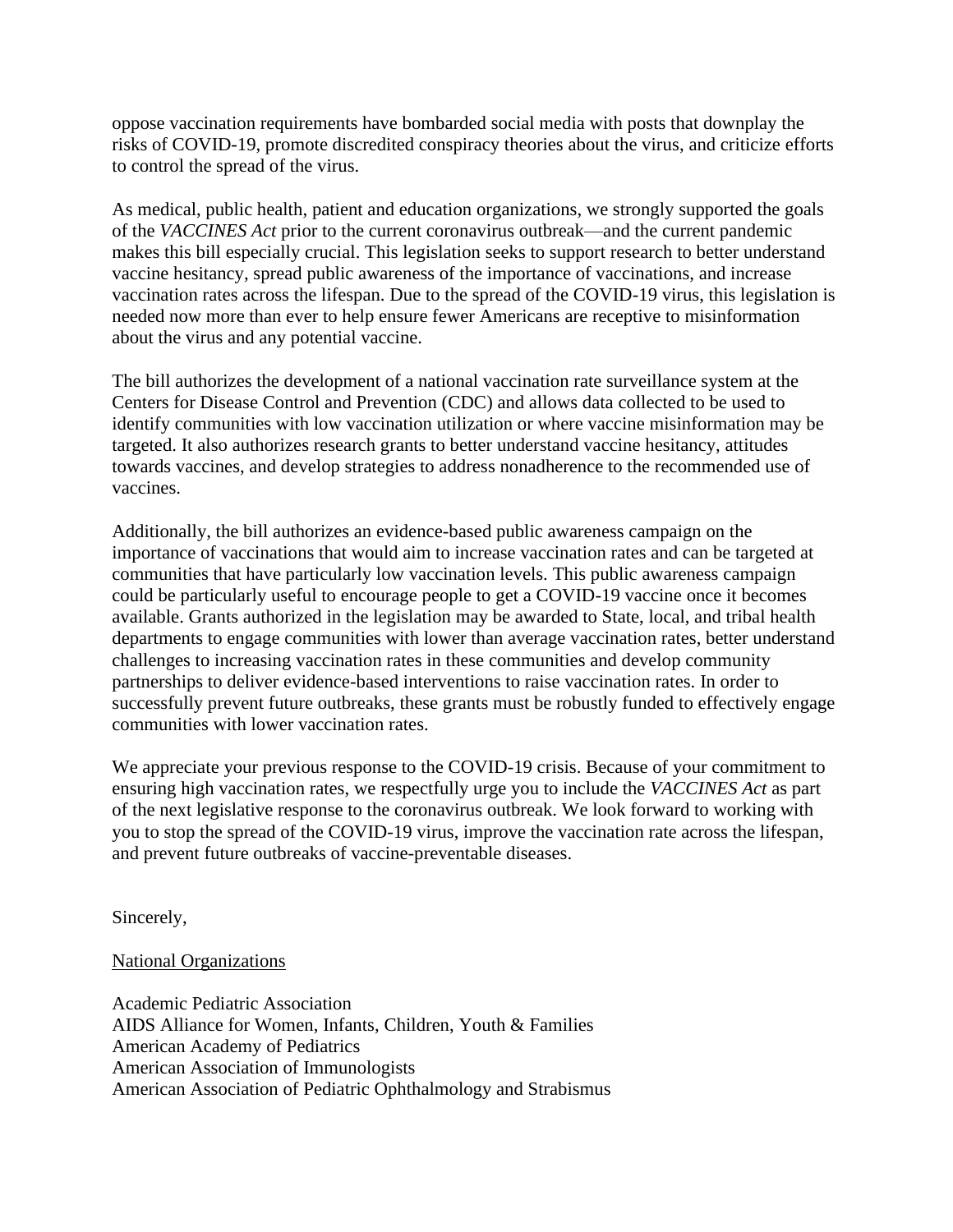oppose vaccination requirements have bombarded social media with posts that downplay the risks of COVID-19, promote discredited conspiracy theories about the virus, and criticize efforts to control the spread of the virus.

As medical, public health, patient and education organizations, we strongly supported the goals of the *VACCINES Act* prior to the current coronavirus outbreak—and the current pandemic makes this bill especially crucial. This legislation seeks to support research to better understand vaccine hesitancy, spread public awareness of the importance of vaccinations, and increase vaccination rates across the lifespan. Due to the spread of the COVID-19 virus, this legislation is needed now more than ever to help ensure fewer Americans are receptive to misinformation about the virus and any potential vaccine.

The bill authorizes the development of a national vaccination rate surveillance system at the Centers for Disease Control and Prevention (CDC) and allows data collected to be used to identify communities with low vaccination utilization or where vaccine misinformation may be targeted. It also authorizes research grants to better understand vaccine hesitancy, attitudes towards vaccines, and develop strategies to address nonadherence to the recommended use of vaccines.

Additionally, the bill authorizes an evidence-based public awareness campaign on the importance of vaccinations that would aim to increase vaccination rates and can be targeted at communities that have particularly low vaccination levels. This public awareness campaign could be particularly useful to encourage people to get a COVID-19 vaccine once it becomes available. Grants authorized in the legislation may be awarded to State, local, and tribal health departments to engage communities with lower than average vaccination rates, better understand challenges to increasing vaccination rates in these communities and develop community partnerships to deliver evidence-based interventions to raise vaccination rates. In order to successfully prevent future outbreaks, these grants must be robustly funded to effectively engage communities with lower vaccination rates.

We appreciate your previous response to the COVID-19 crisis. Because of your commitment to ensuring high vaccination rates, we respectfully urge you to include the *VACCINES Act* as part of the next legislative response to the coronavirus outbreak. We look forward to working with you to stop the spread of the COVID-19 virus, improve the vaccination rate across the lifespan, and prevent future outbreaks of vaccine-preventable diseases.

Sincerely,

National Organizations

Academic Pediatric Association
AIDS Alliance for Women, Infants, Children, Youth & Families
American Academy of Pediatrics
American Association of Immunologists
American Association of Pediatric Ophthalmology and Strabismus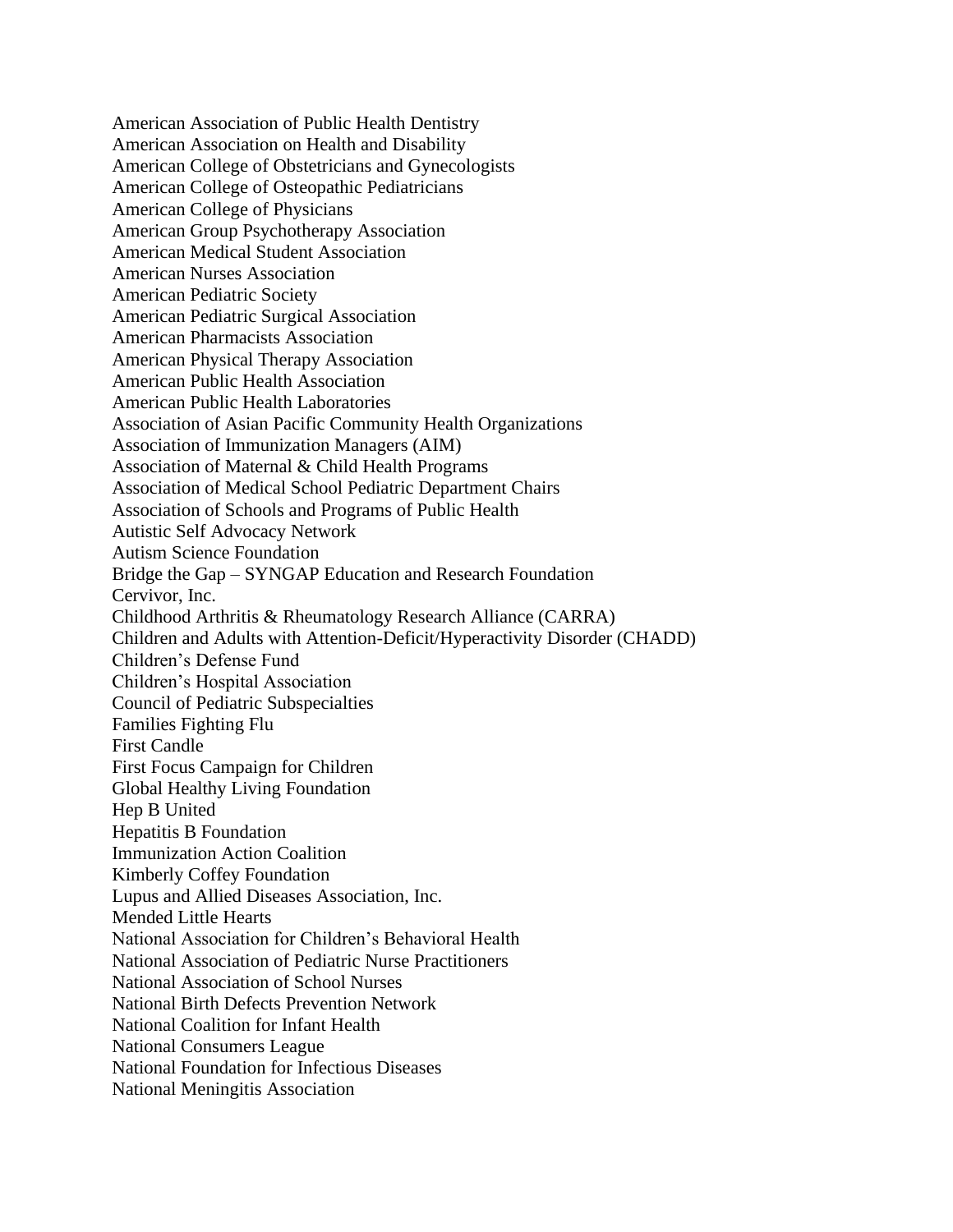American Association of Public Health Dentistry
American Association on Health and Disability
American College of Obstetricians and Gynecologists
American College of Osteopathic Pediatricians
American College of Physicians
American Group Psychotherapy Association
American Medical Student Association
American Nurses Association
American Pediatric Society
American Pediatric Surgical Association
American Pharmacists Association
American Physical Therapy Association
American Public Health Association
American Public Health Laboratories
Association of Asian Pacific Community Health Organizations
Association of Immunization Managers (AIM)
Association of Maternal & Child Health Programs
Association of Medical School Pediatric Department Chairs
Association of Schools and Programs of Public Health
Autistic Self Advocacy Network
Autism Science Foundation
Bridge the Gap – SYNGAP Education and Research Foundation
Cervivor, Inc.
Childhood Arthritis & Rheumatology Research Alliance (CARRA)
Children and Adults with Attention-Deficit/Hyperactivity Disorder (CHADD)
Children's Defense Fund
Children's Hospital Association
Council of Pediatric Subspecialties
Families Fighting Flu
First Candle
First Focus Campaign for Children
Global Healthy Living Foundation
Hep B United
Hepatitis B Foundation
Immunization Action Coalition
Kimberly Coffey Foundation
Lupus and Allied Diseases Association, Inc.
Mended Little Hearts
National Association for Children's Behavioral Health
National Association of Pediatric Nurse Practitioners
National Association of School Nurses
National Birth Defects Prevention Network
National Coalition for Infant Health
National Consumers League
National Foundation for Infectious Diseases
National Meningitis Association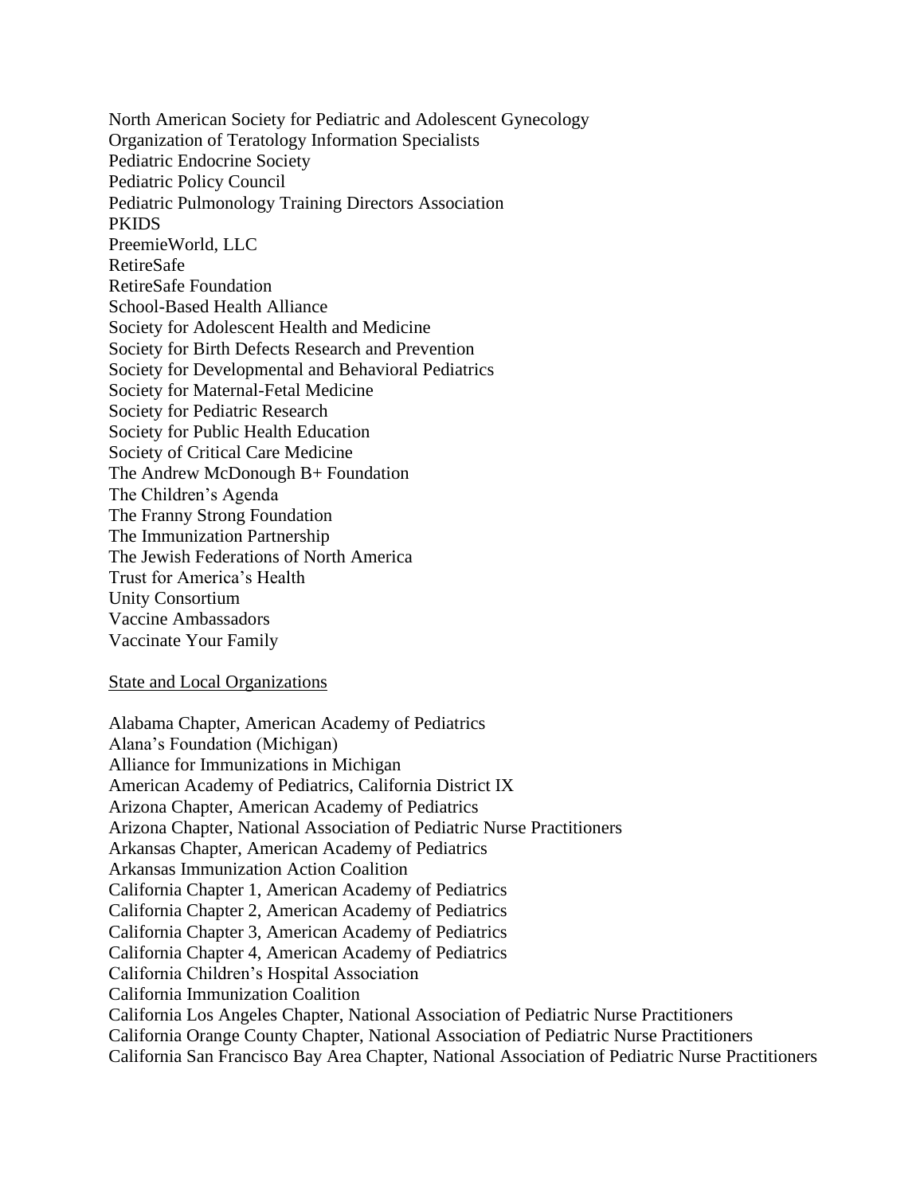North American Society for Pediatric and Adolescent Gynecology
Organization of Teratology Information Specialists
Pediatric Endocrine Society
Pediatric Policy Council
Pediatric Pulmonology Training Directors Association
PKIDS
PreemieWorld, LLC
RetireSafe
RetireSafe Foundation
School-Based Health Alliance
Society for Adolescent Health and Medicine
Society for Birth Defects Research and Prevention
Society for Developmental and Behavioral Pediatrics
Society for Maternal-Fetal Medicine
Society for Pediatric Research
Society for Public Health Education
Society of Critical Care Medicine
The Andrew McDonough B+ Foundation
The Children's Agenda
The Franny Strong Foundation
The Immunization Partnership
The Jewish Federations of North America
Trust for America's Health
Unity Consortium
Vaccine Ambassadors
Vaccinate Your Family

<u>State and Local Organizations</u>

Alabama Chapter, American Academy of Pediatrics
Alana's Foundation (Michigan)
Alliance for Immunizations in Michigan
American Academy of Pediatrics, California District IX
Arizona Chapter, American Academy of Pediatrics
Arizona Chapter, National Association of Pediatric Nurse Practitioners
Arkansas Chapter, American Academy of Pediatrics
Arkansas Immunization Action Coalition
California Chapter 1, American Academy of Pediatrics
California Chapter 2, American Academy of Pediatrics
California Chapter 3, American Academy of Pediatrics
California Chapter 4, American Academy of Pediatrics
California Children's Hospital Association
California Immunization Coalition
California Los Angeles Chapter, National Association of Pediatric Nurse Practitioners
California Orange County Chapter, National Association of Pediatric Nurse Practitioners
California San Francisco Bay Area Chapter, National Association of Pediatric Nurse Practitioners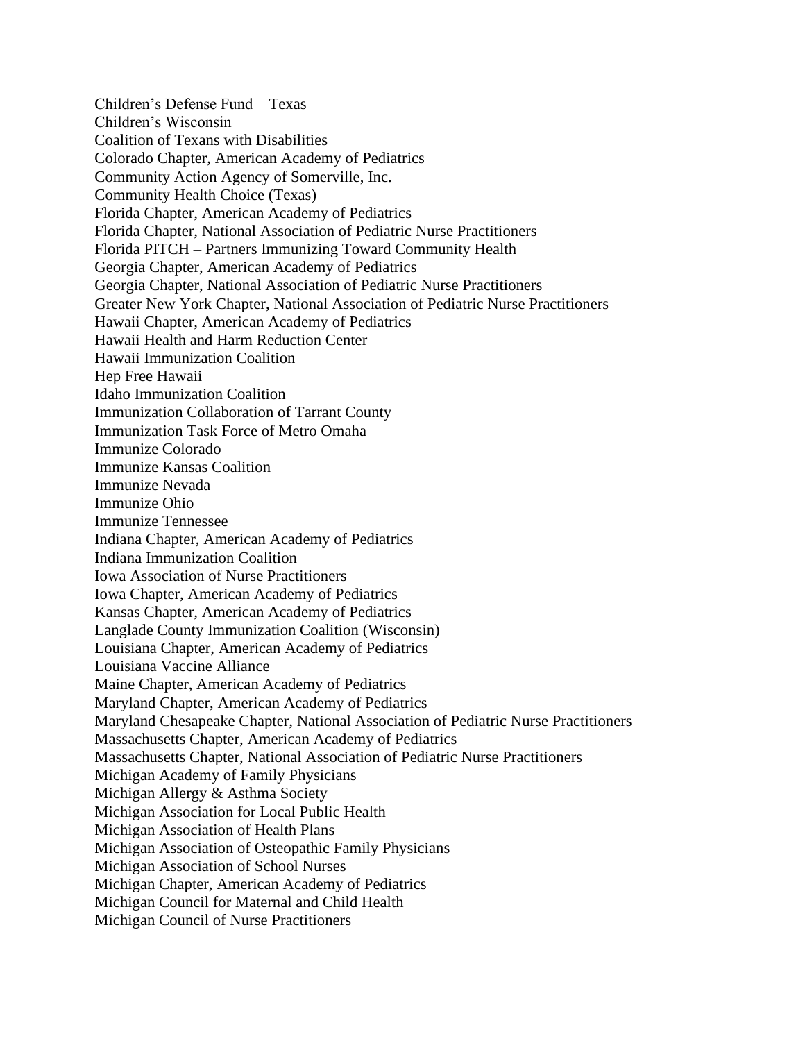Children’s Defense Fund – Texas
Children’s Wisconsin
Coalition of Texans with Disabilities
Colorado Chapter, American Academy of Pediatrics
Community Action Agency of Somerville, Inc.
Community Health Choice (Texas)
Florida Chapter, American Academy of Pediatrics
Florida Chapter, National Association of Pediatric Nurse Practitioners
Florida PITCH – Partners Immunizing Toward Community Health
Georgia Chapter, American Academy of Pediatrics
Georgia Chapter, National Association of Pediatric Nurse Practitioners
Greater New York Chapter, National Association of Pediatric Nurse Practitioners
Hawaii Chapter, American Academy of Pediatrics
Hawaii Health and Harm Reduction Center
Hawaii Immunization Coalition
Hep Free Hawaii
Idaho Immunization Coalition
Immunization Collaboration of Tarrant County
Immunization Task Force of Metro Omaha
Immunize Colorado
Immunize Kansas Coalition
Immunize Nevada
Immunize Ohio
Immunize Tennessee
Indiana Chapter, American Academy of Pediatrics
Indiana Immunization Coalition
Iowa Association of Nurse Practitioners
Iowa Chapter, American Academy of Pediatrics
Kansas Chapter, American Academy of Pediatrics
Langlade County Immunization Coalition (Wisconsin)
Louisiana Chapter, American Academy of Pediatrics
Louisiana Vaccine Alliance
Maine Chapter, American Academy of Pediatrics
Maryland Chapter, American Academy of Pediatrics
Maryland Chesapeake Chapter, National Association of Pediatric Nurse Practitioners
Massachusetts Chapter, American Academy of Pediatrics
Massachusetts Chapter, National Association of Pediatric Nurse Practitioners
Michigan Academy of Family Physicians
Michigan Allergy & Asthma Society
Michigan Association for Local Public Health
Michigan Association of Health Plans
Michigan Association of Osteopathic Family Physicians
Michigan Association of School Nurses
Michigan Chapter, American Academy of Pediatrics
Michigan Council for Maternal and Child Health
Michigan Council of Nurse Practitioners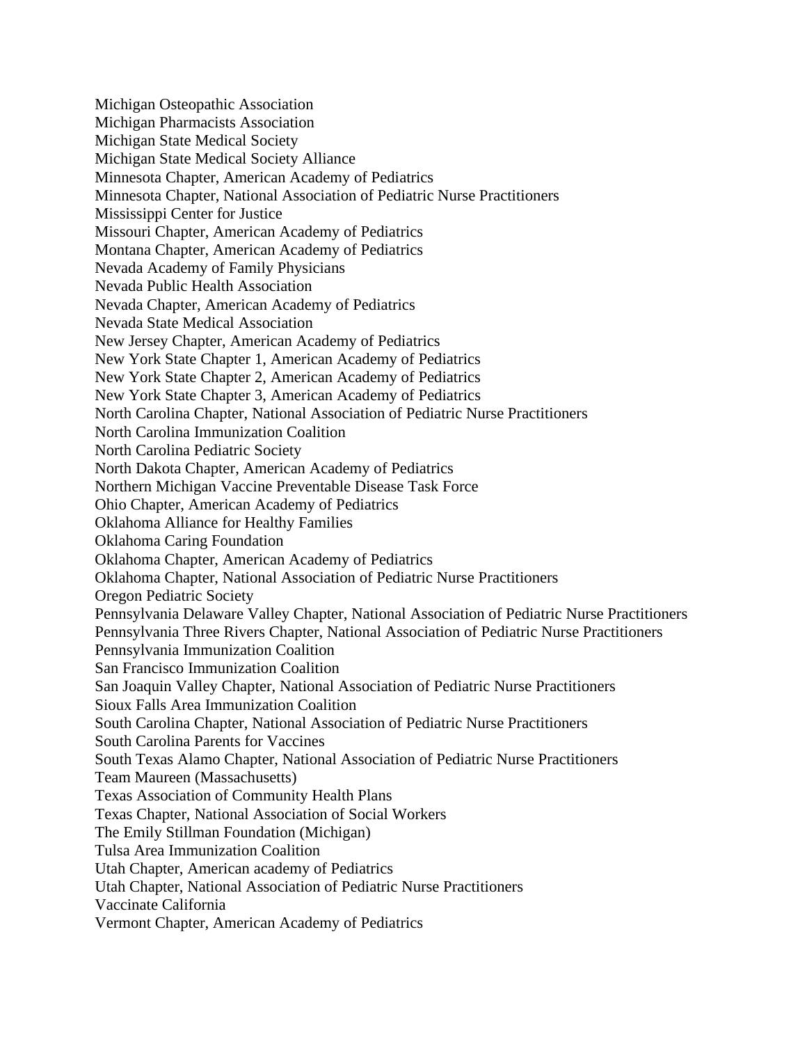Michigan Osteopathic Association
Michigan Pharmacists Association
Michigan State Medical Society
Michigan State Medical Society Alliance
Minnesota Chapter, American Academy of Pediatrics
Minnesota Chapter, National Association of Pediatric Nurse Practitioners
Mississippi Center for Justice
Missouri Chapter, American Academy of Pediatrics
Montana Chapter, American Academy of Pediatrics
Nevada Academy of Family Physicians
Nevada Public Health Association
Nevada Chapter, American Academy of Pediatrics
Nevada State Medical Association
New Jersey Chapter, American Academy of Pediatrics
New York State Chapter 1, American Academy of Pediatrics
New York State Chapter 2, American Academy of Pediatrics
New York State Chapter 3, American Academy of Pediatrics
North Carolina Chapter, National Association of Pediatric Nurse Practitioners
North Carolina Immunization Coalition
North Carolina Pediatric Society
North Dakota Chapter, American Academy of Pediatrics
Northern Michigan Vaccine Preventable Disease Task Force
Ohio Chapter, American Academy of Pediatrics
Oklahoma Alliance for Healthy Families
Oklahoma Caring Foundation
Oklahoma Chapter, American Academy of Pediatrics
Oklahoma Chapter, National Association of Pediatric Nurse Practitioners
Oregon Pediatric Society
Pennsylvania Delaware Valley Chapter, National Association of Pediatric Nurse Practitioners
Pennsylvania Three Rivers Chapter, National Association of Pediatric Nurse Practitioners
Pennsylvania Immunization Coalition
San Francisco Immunization Coalition
San Joaquin Valley Chapter, National Association of Pediatric Nurse Practitioners
Sioux Falls Area Immunization Coalition
South Carolina Chapter, National Association of Pediatric Nurse Practitioners
South Carolina Parents for Vaccines
South Texas Alamo Chapter, National Association of Pediatric Nurse Practitioners
Team Maureen (Massachusetts)
Texas Association of Community Health Plans
Texas Chapter, National Association of Social Workers
The Emily Stillman Foundation (Michigan)
Tulsa Area Immunization Coalition
Utah Chapter, American academy of Pediatrics
Utah Chapter, National Association of Pediatric Nurse Practitioners
Vaccinate California
Vermont Chapter, American Academy of Pediatrics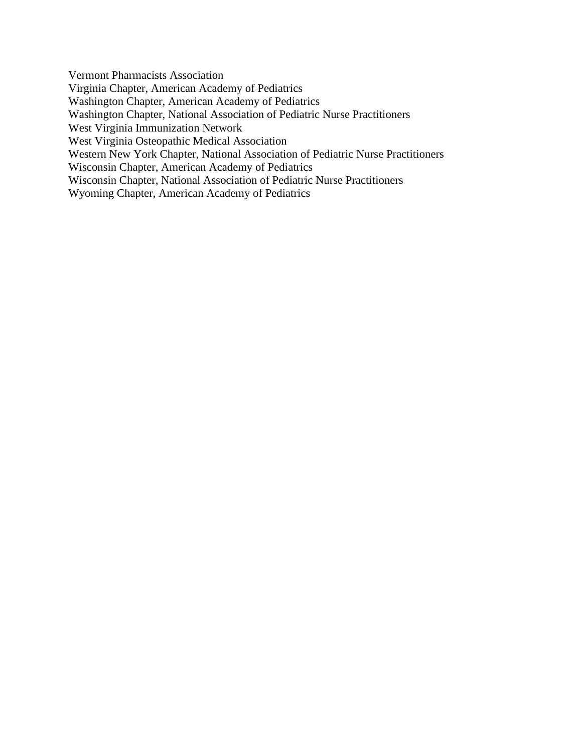Vermont Pharmacists Association
Virginia Chapter, American Academy of Pediatrics
Washington Chapter, American Academy of Pediatrics
Washington Chapter, National Association of Pediatric Nurse Practitioners
West Virginia Immunization Network
West Virginia Osteopathic Medical Association
Western New York Chapter, National Association of Pediatric Nurse Practitioners
Wisconsin Chapter, American Academy of Pediatrics
Wisconsin Chapter, National Association of Pediatric Nurse Practitioners
Wyoming Chapter, American Academy of Pediatrics